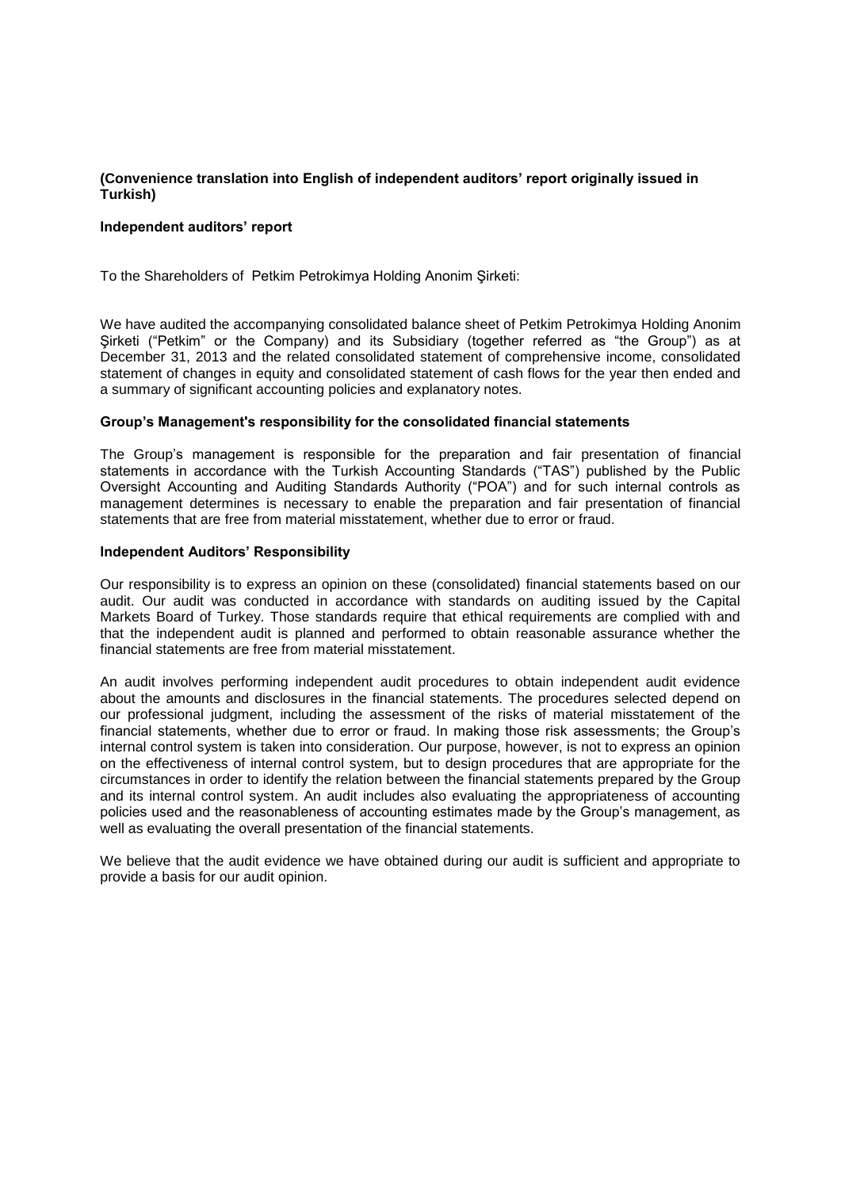**(Convenience translation into English of independent auditors' report originally issued in Turkish)**

**Independent auditors' report**

To the Shareholders of  Petkim Petrokimya Holding Anonim Şirketi:

We have audited the accompanying consolidated balance sheet of Petkim Petrokimya Holding Anonim Şirketi ("Petkim" or the Company) and its Subsidiary (together referred as "the Group") as at December 31, 2013 and the related consolidated statement of comprehensive income, consolidated statement of changes in equity and consolidated statement of cash flows for the year then ended and a summary of significant accounting policies and explanatory notes.

**Group's Management's responsibility for the consolidated financial statements**

The Group's management is responsible for the preparation and fair presentation of financial statements in accordance with the Turkish Accounting Standards ("TAS") published by the Public Oversight Accounting and Auditing Standards Authority ("POA") and for such internal controls as management determines is necessary to enable the preparation and fair presentation of financial statements that are free from material misstatement, whether due to error or fraud.

**Independent Auditors' Responsibility**

Our responsibility is to express an opinion on these (consolidated) financial statements based on our audit. Our audit was conducted in accordance with standards on auditing issued by the Capital Markets Board of Turkey. Those standards require that ethical requirements are complied with and that the independent audit is planned and performed to obtain reasonable assurance whether the financial statements are free from material misstatement.

An audit involves performing independent audit procedures to obtain independent audit evidence about the amounts and disclosures in the financial statements. The procedures selected depend on our professional judgment, including the assessment of the risks of material misstatement of the financial statements, whether due to error or fraud. In making those risk assessments; the Group's internal control system is taken into consideration. Our purpose, however, is not to express an opinion on the effectiveness of internal control system, but to design procedures that are appropriate for the circumstances in order to identify the relation between the financial statements prepared by the Group and its internal control system. An audit includes also evaluating the appropriateness of accounting policies used and the reasonableness of accounting estimates made by the Group's management, as well as evaluating the overall presentation of the financial statements.

We believe that the audit evidence we have obtained during our audit is sufficient and appropriate to provide a basis for our audit opinion.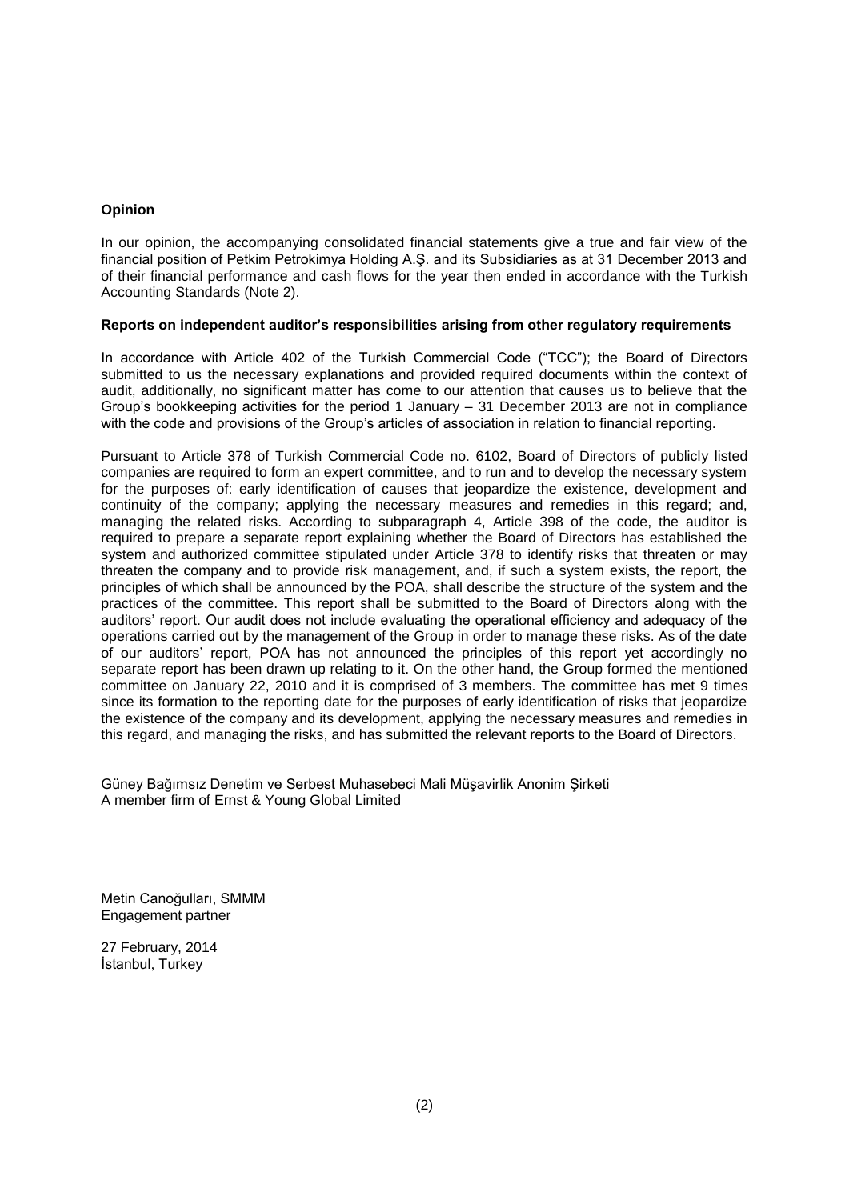**Opinion**

In our opinion, the accompanying consolidated financial statements give a true and fair view of the financial position of Petkim Petrokimya Holding A.Ş. and its Subsidiaries as at 31 December 2013 and of their financial performance and cash flows for the year then ended in accordance with the Turkish Accounting Standards (Note 2).

**Reports on independent auditor's responsibilities arising from other regulatory requirements**

In accordance with Article 402 of the Turkish Commercial Code ("TCC"); the Board of Directors submitted to us the necessary explanations and provided required documents within the context of audit, additionally, no significant matter has come to our attention that causes us to believe that the Group's bookkeeping activities for the period 1 January – 31 December 2013 are not in compliance with the code and provisions of the Group's articles of association in relation to financial reporting.

Pursuant to Article 378 of Turkish Commercial Code no. 6102, Board of Directors of publicly listed companies are required to form an expert committee, and to run and to develop the necessary system for the purposes of: early identification of causes that jeopardize the existence, development and continuity of the company; applying the necessary measures and remedies in this regard; and, managing the related risks. According to subparagraph 4, Article 398 of the code, the auditor is required to prepare a separate report explaining whether the Board of Directors has established the system and authorized committee stipulated under Article 378 to identify risks that threaten or may threaten the company and to provide risk management, and, if such a system exists, the report, the principles of which shall be announced by the POA, shall describe the structure of the system and the practices of the committee. This report shall be submitted to the Board of Directors along with the auditors' report. Our audit does not include evaluating the operational efficiency and adequacy of the operations carried out by the management of the Group in order to manage these risks. As of the date of our auditors' report, POA has not announced the principles of this report yet accordingly no separate report has been drawn up relating to it. On the other hand, the Group formed the mentioned committee on January 22, 2010 and it is comprised of 3 members. The committee has met 9 times since its formation to the reporting date for the purposes of early identification of risks that jeopardize the existence of the company and its development, applying the necessary measures and remedies in this regard, and managing the risks, and has submitted the relevant reports to the Board of Directors.

Güney Bağımsız Denetim ve Serbest Muhasebeci Mali Müşavirlik Anonim Şirketi
A member firm of Ernst & Young Global Limited

Metin Canoğulları, SMMM
Engagement partner

27 February, 2014
İstanbul, Turkey